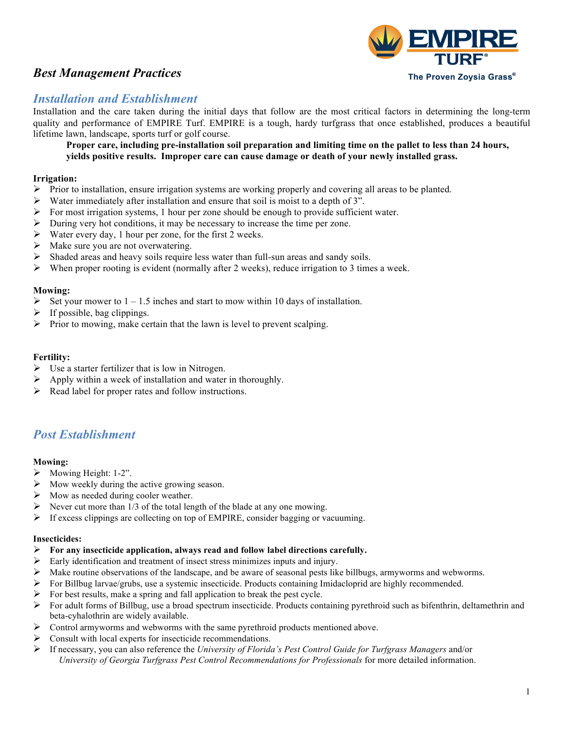EMPIRE TURF®

The Proven Zoysia Grass®

# *Best Management Practices*

## *Installation and Establishment*

Installation and the care taken during the initial days that follow are the most critical factors in determining the long-term quality and performance of EMPIRE Turf. EMPIRE is a tough, hardy turfgrass that once established, produces a beautiful lifetime lawn, landscape, sports turf or golf course.

**Proper care, including pre-installation soil preparation and limiting time on the pallet to less than 24 hours, yields positive results. Improper care can cause damage or death of your newly installed grass.**

**Irrigation:**

- Prior to installation, ensure irrigation systems are working properly and covering all areas to be planted.
- Water immediately after installation and ensure that soil is moist to a depth of 3".
- For most irrigation systems, 1 hour per zone should be enough to provide sufficient water.
- During very hot conditions, it may be necessary to increase the time per zone.
- Water every day, 1 hour per zone, for the first 2 weeks.
- Make sure you are not overwatering.
- Shaded areas and heavy soils require less water than full-sun areas and sandy soils.
- When proper rooting is evident (normally after 2 weeks), reduce irrigation to 3 times a week.

**Mowing:**

- Set your mower to 1 – 1.5 inches and start to mow within 10 days of installation.
- If possible, bag clippings.
- Prior to mowing, make certain that the lawn is level to prevent scalping.

**Fertility:**

- Use a starter fertilizer that is low in Nitrogen.
- Apply within a week of installation and water in thoroughly.
- Read label for proper rates and follow instructions.

## *Post Establishment*

**Mowing:**

- Mowing Height: 1-2".
- Mow weekly during the active growing season.
- Mow as needed during cooler weather.
- Never cut more than 1/3 of the total length of the blade at any one mowing.
- If excess clippings are collecting on top of EMPIRE, consider bagging or vacuuming.

**Insecticides:**

- **For any insecticide application, always read and follow label directions carefully.**
- Early identification and treatment of insect stress minimizes inputs and injury.
- Make routine observations of the landscape, and be aware of seasonal pests like billbugs, armyworms and webworms.
- For Billbug larvae/grubs, use a systemic insecticide. Products containing Imidacloprid are highly recommended.
- For best results, make a spring and fall application to break the pest cycle.
- For adult forms of Billbug, use a broad spectrum insecticide. Products containing pyrethroid such as bifenthrin, deltamethrin and beta-cyhalothrin are widely available.
- Control armyworms and webworms with the same pyrethroid products mentioned above.
- Consult with local experts for insecticide recommendations.
- If necessary, you can also reference the *University of Florida's Pest Control Guide for Turfgrass Managers* and/or *University of Georgia Turfgrass Pest Control Recommendations for Professionals* for more detailed information.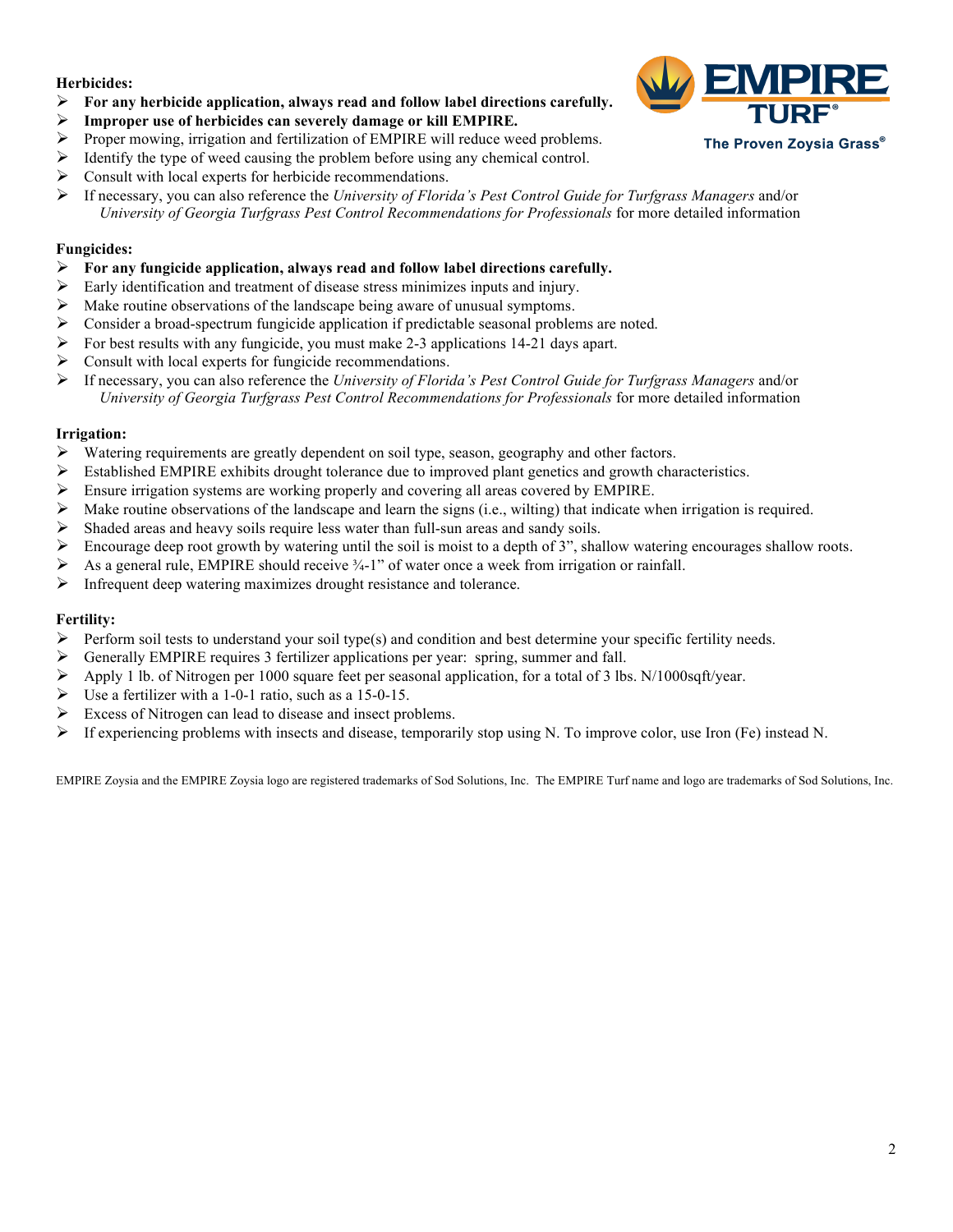**Herbicides:**

- **For any herbicide application, always read and follow label directions carefully.**
- **Improper use of herbicides can severely damage or kill EMPIRE.**
- Proper mowing, irrigation and fertilization of EMPIRE will reduce weed problems.
- Identify the type of weed causing the problem before using any chemical control.
- Consult with local experts for herbicide recommendations.
- If necessary, you can also reference the *University of Florida's Pest Control Guide for Turfgrass Managers* and/or *University of Georgia Turfgrass Pest Control Recommendations for Professionals* for more detailed information

**Fungicides:**

- **For any fungicide application, always read and follow label directions carefully.**
- Early identification and treatment of disease stress minimizes inputs and injury.
- Make routine observations of the landscape being aware of unusual symptoms.
- Consider a broad-spectrum fungicide application if predictable seasonal problems are noted.
- For best results with any fungicide, you must make 2-3 applications 14-21 days apart.
- Consult with local experts for fungicide recommendations.
- If necessary, you can also reference the *University of Florida's Pest Control Guide for Turfgrass Managers* and/or *University of Georgia Turfgrass Pest Control Recommendations for Professionals* for more detailed information

**Irrigation:**

- Watering requirements are greatly dependent on soil type, season, geography and other factors.
- Established EMPIRE exhibits drought tolerance due to improved plant genetics and growth characteristics.
- Ensure irrigation systems are working properly and covering all areas covered by EMPIRE.
- Make routine observations of the landscape and learn the signs (i.e., wilting) that indicate when irrigation is required.
- Shaded areas and heavy soils require less water than full-sun areas and sandy soils.
- Encourage deep root growth by watering until the soil is moist to a depth of 3", shallow watering encourages shallow roots.
- As a general rule, EMPIRE should receive ¾-1" of water once a week from irrigation or rainfall.
- Infrequent deep watering maximizes drought resistance and tolerance.

**Fertility:**

- Perform soil tests to understand your soil type(s) and condition and best determine your specific fertility needs.
- Generally EMPIRE requires 3 fertilizer applications per year: spring, summer and fall.
- Apply 1 lb. of Nitrogen per 1000 square feet per seasonal application, for a total of 3 lbs. N/1000sqft/year.
- Use a fertilizer with a 1-0-1 ratio, such as a 15-0-15.
- Excess of Nitrogen can lead to disease and insect problems.
- If experiencing problems with insects and disease, temporarily stop using N. To improve color, use Iron (Fe) instead N.

EMPIRE Zoysia and the EMPIRE Zoysia logo are registered trademarks of Sod Solutions, Inc. The EMPIRE Turf name and logo are trademarks of Sod Solutions, Inc.